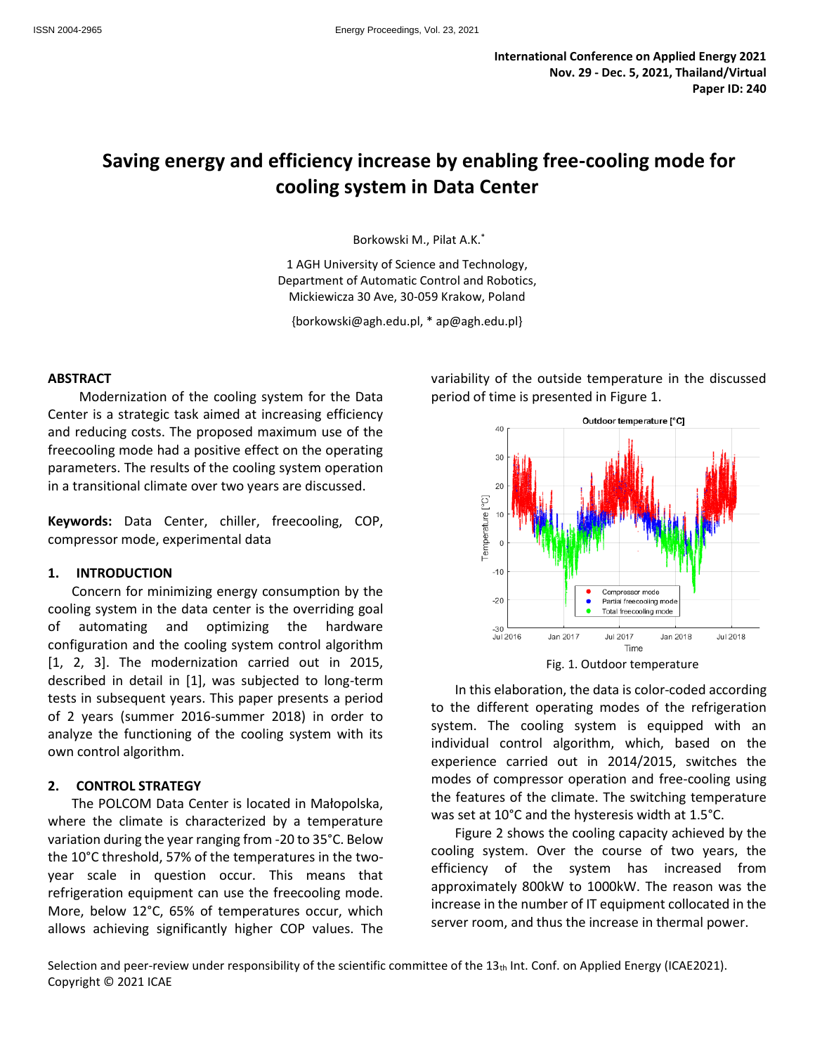International Conference on Applied Energy 2021
Nov. 29 - Dec. 5, 2021, Thailand/Virtual
Paper ID: 240

# Saving energy and efficiency increase by enabling free-cooling mode for cooling system in Data Center

Borkowski M., Pilat A.K.*

1 AGH University of Science and Technology,
Department of Automatic Control and Robotics,
Mickiewicza 30 Ave, 30-059 Krakow, Poland

{borkowski@agh.edu.pl, * ap@agh.edu.pl}

## ABSTRACT

Modernization of the cooling system for the Data Center is a strategic task aimed at increasing efficiency and reducing costs. The proposed maximum use of the freecooling mode had a positive effect on the operating parameters. The results of the cooling system operation in a transitional climate over two years are discussed.

**Keywords:** Data Center, chiller, freecooling, COP, compressor mode, experimental data

## 1. INTRODUCTION

Concern for minimizing energy consumption by the cooling system in the data center is the overriding goal of automating and optimizing the hardware configuration and the cooling system control algorithm [1, 2, 3]. The modernization carried out in 2015, described in detail in [1], was subjected to long-term tests in subsequent years. This paper presents a period of 2 years (summer 2016-summer 2018) in order to analyze the functioning of the cooling system with its own control algorithm.

## 2. CONTROL STRATEGY

The POLCOM Data Center is located in Małopolska, where the climate is characterized by a temperature variation during the year ranging from -20 to 35°C. Below the 10°C threshold, 57% of the temperatures in the two-year scale in question occur. This means that refrigeration equipment can use the freecooling mode. More, below 12°C, 65% of temperatures occur, which allows achieving significantly higher COP values. The variability of the outside temperature in the discussed period of time is presented in Figure 1.

Fig. 1. Outdoor temperature

In this elaboration, the data is color-coded according to the different operating modes of the refrigeration system. The cooling system is equipped with an individual control algorithm, which, based on the experience carried out in 2014/2015, switches the modes of compressor operation and free-cooling using the features of the climate. The switching temperature was set at 10°C and the hysteresis width at 1.5°C.

Figure 2 shows the cooling capacity achieved by the cooling system. Over the course of two years, the efficiency of the system has increased from approximately 800kW to 1000kW. The reason was the increase in the number of IT equipment collocated in the server room, and thus the increase in thermal power.

Selection and peer-review under responsibility of the scientific committee of the 13th Int. Conf. on Applied Energy (ICAE2021).
Copyright © 2021 ICAE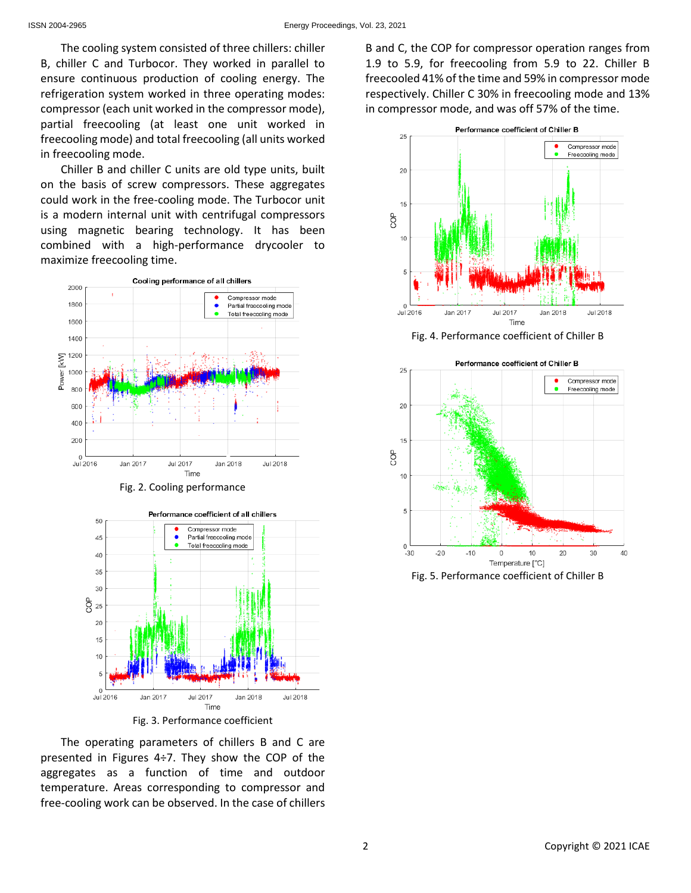The cooling system consisted of three chillers: chiller B, chiller C and Turbocor. They worked in parallel to ensure continuous production of cooling energy. The refrigeration system worked in three operating modes: compressor (each unit worked in the compressor mode), partial freecooling (at least one unit worked in freecooling mode) and total freecooling (all units worked in freecooling mode.

Chiller B and chiller C units are old type units, built on the basis of screw compressors. These aggregates could work in the free-cooling mode. The Turbocor unit is a modern internal unit with centrifugal compressors using magnetic bearing technology. It has been combined with a high-performance drycooler to maximize freecooling time.

Fig. 2. Cooling performance

Fig. 3. Performance coefficient

The operating parameters of chillers B and C are presented in Figures 4÷7. They show the COP of the aggregates as a function of time and outdoor temperature. Areas corresponding to compressor and free-cooling work can be observed. In the case of chillers B and C, the COP for compressor operation ranges from 1.9 to 5.9, for freecooling from 5.9 to 22. Chiller B freecooled 41% of the time and 59% in compressor mode respectively. Chiller C 30% in freecooling mode and 13% in compressor mode, and was off 57% of the time.

Fig. 4. Performance coefficient of Chiller B

Fig. 5. Performance coefficient of Chiller B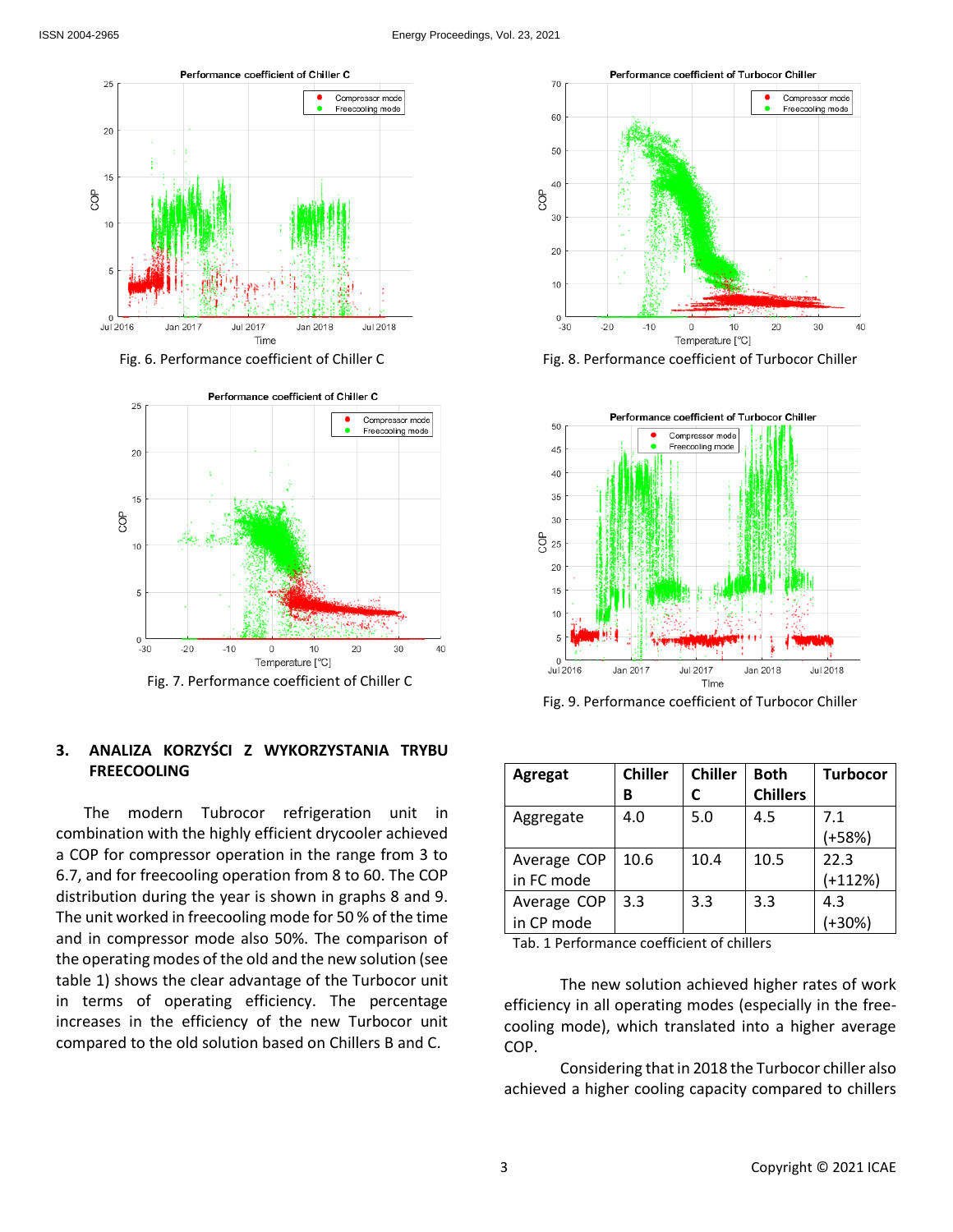Fig. 6. Performance coefficient of Chiller C

Fig. 8. Performance coefficient of Turbocor Chiller

Fig. 7. Performance coefficient of Chiller C

Fig. 9. Performance coefficient of Turbocor Chiller

## 3. ANALIZA KORZYŚCI Z WYKORZYSTANIA TRYBU FREECOOLING

The modern Tubrocor refrigeration unit in combination with the highly efficient drycooler achieved a COP for compressor operation in the range from 3 to 6.7, and for freecooling operation from 8 to 60. The COP distribution during the year is shown in graphs 8 and 9. The unit worked in freecooling mode for 50 % of the time and in compressor mode also 50%. The comparison of the operating modes of the old and the new solution (see table 1) shows the clear advantage of the Turbocor unit in terms of operating efficiency. The percentage increases in the efficiency of the new Turbocor unit compared to the old solution based on Chillers B and C.

| Agregat | Chiller B | Chiller C | Both Chillers | Turbocor |
|---|---|---|---|---|
| Aggregate | 4.0 | 5.0 | 4.5 | 7.1 (+58%) |
| Average COP in FC mode | 10.6 | 10.4 | 10.5 | 22.3 (+112%) |
| Average COP in CP mode | 3.3 | 3.3 | 3.3 | 4.3 (+30%) |

Tab. 1 Performance coefficient of chillers

The new solution achieved higher rates of work efficiency in all operating modes (especially in the free-cooling mode), which translated into a higher average COP.

Considering that in 2018 the Turbocor chiller also achieved a higher cooling capacity compared to chillers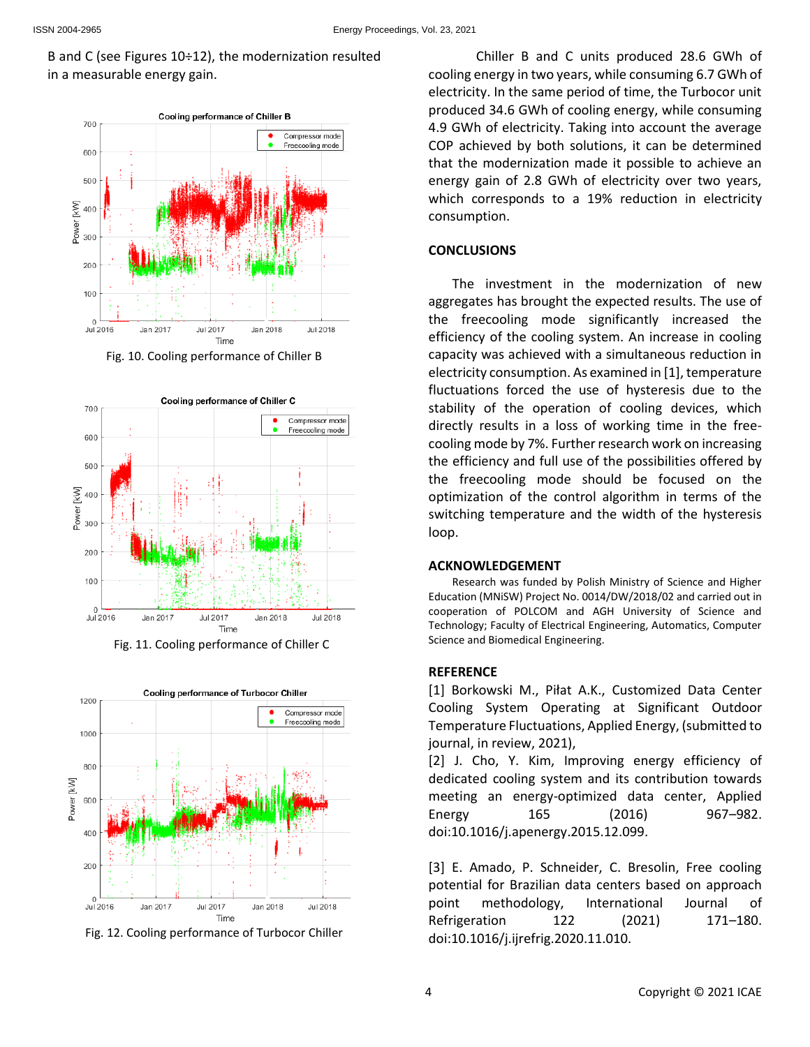B and C (see Figures 10÷12), the modernization resulted in a measurable energy gain.

Cooling performance of Chiller B

Compressor mode
Freecooling mode

Power [kW]

700
600
500
400
300
200
100
0

Jul 2016 Jan 2017 Jul 2017 Jan 2018 Jul 2018

Time

Fig. 10. Cooling performance of Chiller B

Cooling performance of Chiller C

Compressor mode
Freecooling mode

Power [kW]

700
600
500
400
300
200
100
0

Jul 2016 Jan 2017 Jul 2017 Jan 2018 Jul 2018

Time

Fig. 11. Cooling performance of Chiller C

Cooling performance of Turbocor Chiller

Compressor mode
Freecooling mode

Power [kW]

1200
1000
800
600
400
200
0

Jul 2016 Jan 2017 Jul 2017 Jan 2018 Jul 2018

Time

Fig. 12. Cooling performance of Turbocor Chiller

Chiller B and C units produced 28.6 GWh of cooling energy in two years, while consuming 6.7 GWh of electricity. In the same period of time, the Turbocor unit produced 34.6 GWh of cooling energy, while consuming 4.9 GWh of electricity. Taking into account the average COP achieved by both solutions, it can be determined that the modernization made it possible to achieve an energy gain of 2.8 GWh of electricity over two years, which corresponds to a 19% reduction in electricity consumption.

## CONCLUSIONS

The investment in the modernization of new aggregates has brought the expected results. The use of the freecooling mode significantly increased the efficiency of the cooling system. An increase in cooling capacity was achieved with a simultaneous reduction in electricity consumption. As examined in [1], temperature fluctuations forced the use of hysteresis due to the stability of the operation of cooling devices, which directly results in a loss of working time in the free-cooling mode by 7%. Further research work on increasing the efficiency and full use of the possibilities offered by the freecooling mode should be focused on the optimization of the control algorithm in terms of the switching temperature and the width of the hysteresis loop.

## ACKNOWLEDGEMENT

Research was funded by Polish Ministry of Science and Higher Education (MNiSW) Project No. 0014/DW/2018/02 and carried out in cooperation of POLCOM and AGH University of Science and Technology; Faculty of Electrical Engineering, Automatics, Computer Science and Biomedical Engineering.

## REFERENCE

[1] Borkowski M., Piłat A.K., Customized Data Center Cooling System Operating at Significant Outdoor Temperature Fluctuations, Applied Energy, (submitted to journal, in review, 2021),

[2] J. Cho, Y. Kim, Improving energy efficiency of dedicated cooling system and its contribution towards meeting an energy-optimized data center, Applied Energy 165 (2016) 967–982. doi:10.1016/j.apenergy.2015.12.099.

[3] E. Amado, P. Schneider, C. Bresolin, Free cooling potential for Brazilian data centers based on approach point methodology, International Journal of Refrigeration 122 (2021) 171–180. doi:10.1016/j.ijrefrig.2020.11.010.